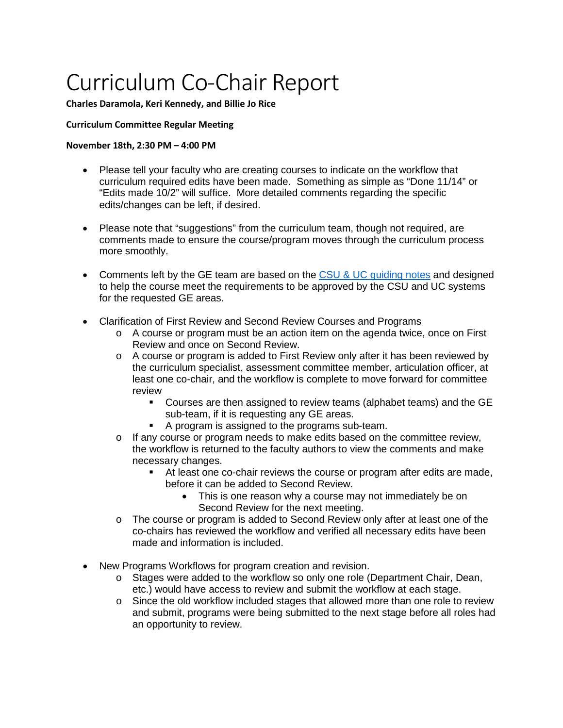# Curriculum Co-Chair Report

**Charles Daramola, Keri Kennedy, and Billie Jo Rice**

**Curriculum Committee Regular Meeting**

**November 18th, 2:30 PM – 4:00 PM**

- Please tell your faculty who are creating courses to indicate on the workflow that curriculum required edits have been made. Something as simple as "Done 11/14" or "Edits made 10/2" will suffice. More detailed comments regarding the specific edits/changes can be left, if desired.

- Please note that "suggestions" from the curriculum team, though not required, are comments made to ensure the course/program moves through the curriculum process more smoothly.

- Comments left by the GE team are based on the CSU & UC guiding notes and designed to help the course meet the requirements to be approved by the CSU and UC systems for the requested GE areas.

- Clarification of First Review and Second Review Courses and Programs
  - A course or program must be an action item on the agenda twice, once on First Review and once on Second Review.
  - A course or program is added to First Review only after it has been reviewed by the curriculum specialist, assessment committee member, articulation officer, at least one co-chair, and the workflow is complete to move forward for committee review
    - Courses are then assigned to review teams (alphabet teams) and the GE sub-team, if it is requesting any GE areas.
    - A program is assigned to the programs sub-team.
  - If any course or program needs to make edits based on the committee review, the workflow is returned to the faculty authors to view the comments and make necessary changes.
    - At least one co-chair reviews the course or program after edits are made, before it can be added to Second Review.
      - This is one reason why a course may not immediately be on Second Review for the next meeting.
  - The course or program is added to Second Review only after at least one of the co-chairs has reviewed the workflow and verified all necessary edits have been made and information is included.

- New Programs Workflows for program creation and revision.
  - Stages were added to the workflow so only one role (Department Chair, Dean, etc.) would have access to review and submit the workflow at each stage.
  - Since the old workflow included stages that allowed more than one role to review and submit, programs were being submitted to the next stage before all roles had an opportunity to review.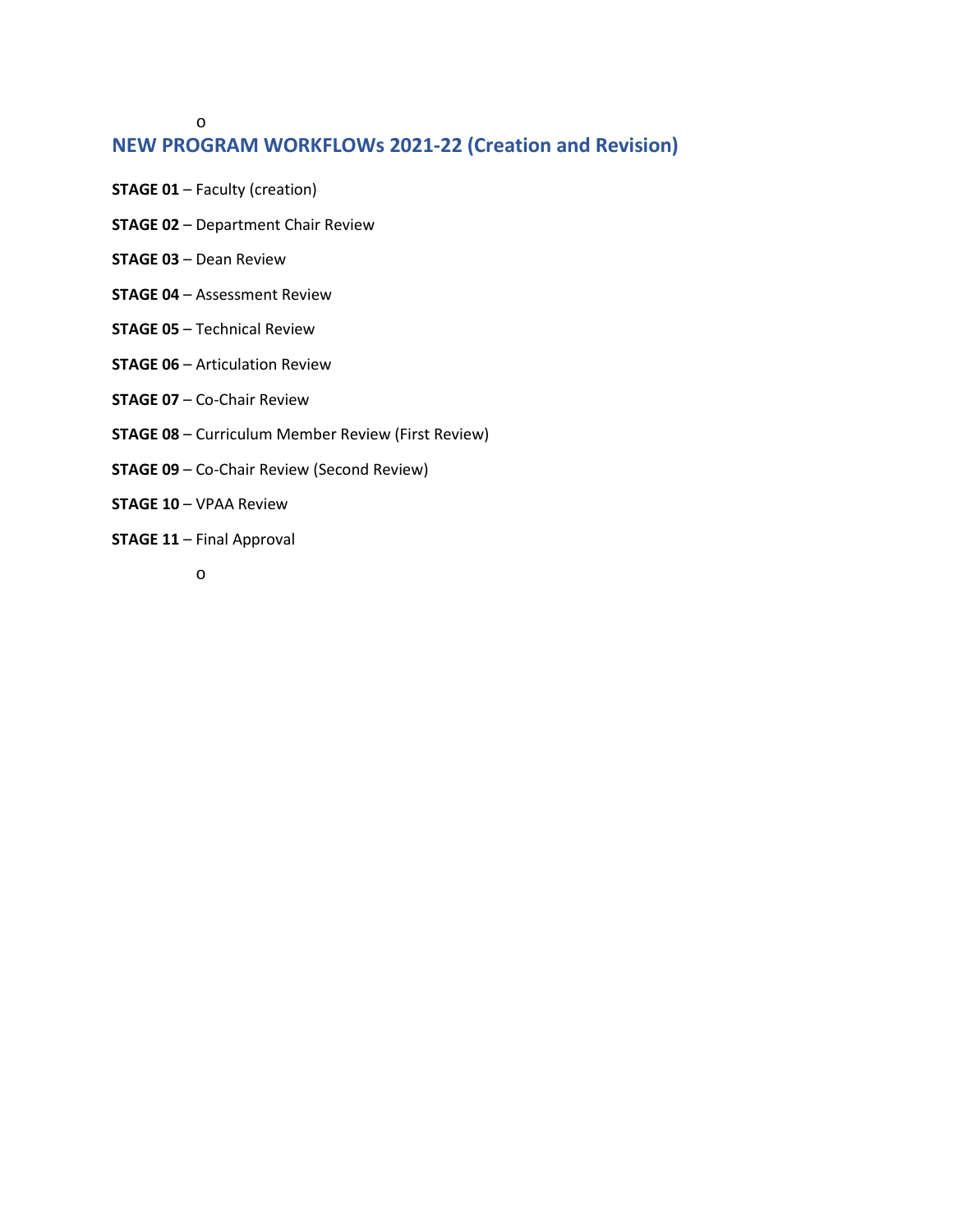o

## NEW PROGRAM WORKFLOWs 2021-22 (Creation and Revision)

**STAGE 01** – Faculty (creation)

**STAGE 02** – Department Chair Review

**STAGE 03** – Dean Review

**STAGE 04** – Assessment Review

**STAGE 05** – Technical Review

**STAGE 06** – Articulation Review

**STAGE 07** – Co-Chair Review

**STAGE 08** – Curriculum Member Review (First Review)

**STAGE 09** – Co-Chair Review (Second Review)

**STAGE 10** – VPAA Review

**STAGE 11** – Final Approval

o